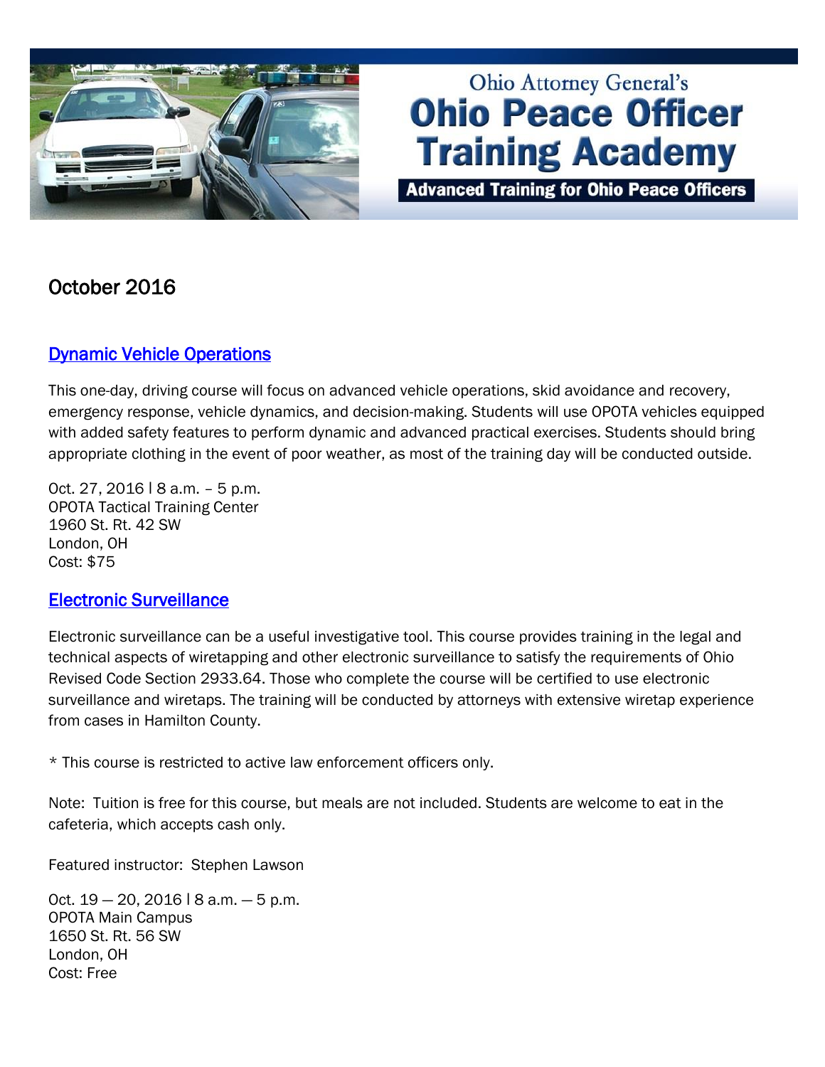Ohio Attorney General's

# Ohio Peace Officer Training Academy

**Advanced Training for Ohio Peace Officers**

## October 2016

### Dynamic Vehicle Operations

This one-day, driving course will focus on advanced vehicle operations, skid avoidance and recovery, emergency response, vehicle dynamics, and decision-making. Students will use OPOTA vehicles equipped with added safety features to perform dynamic and advanced practical exercises. Students should bring appropriate clothing in the event of poor weather, as most of the training day will be conducted outside.

Oct. 27, 2016 | 8 a.m. – 5 p.m.
OPOTA Tactical Training Center
1960 St. Rt. 42 SW
London, OH
Cost: $75

### Electronic Surveillance

Electronic surveillance can be a useful investigative tool. This course provides training in the legal and technical aspects of wiretapping and other electronic surveillance to satisfy the requirements of Ohio Revised Code Section 2933.64. Those who complete the course will be certified to use electronic surveillance and wiretaps. The training will be conducted by attorneys with extensive wiretap experience from cases in Hamilton County.

* This course is restricted to active law enforcement officers only.

Note: Tuition is free for this course, but meals are not included. Students are welcome to eat in the cafeteria, which accepts cash only.

Featured instructor: Stephen Lawson

Oct. 19 — 20, 2016 | 8 a.m. — 5 p.m.
OPOTA Main Campus
1650 St. Rt. 56 SW
London, OH
Cost: Free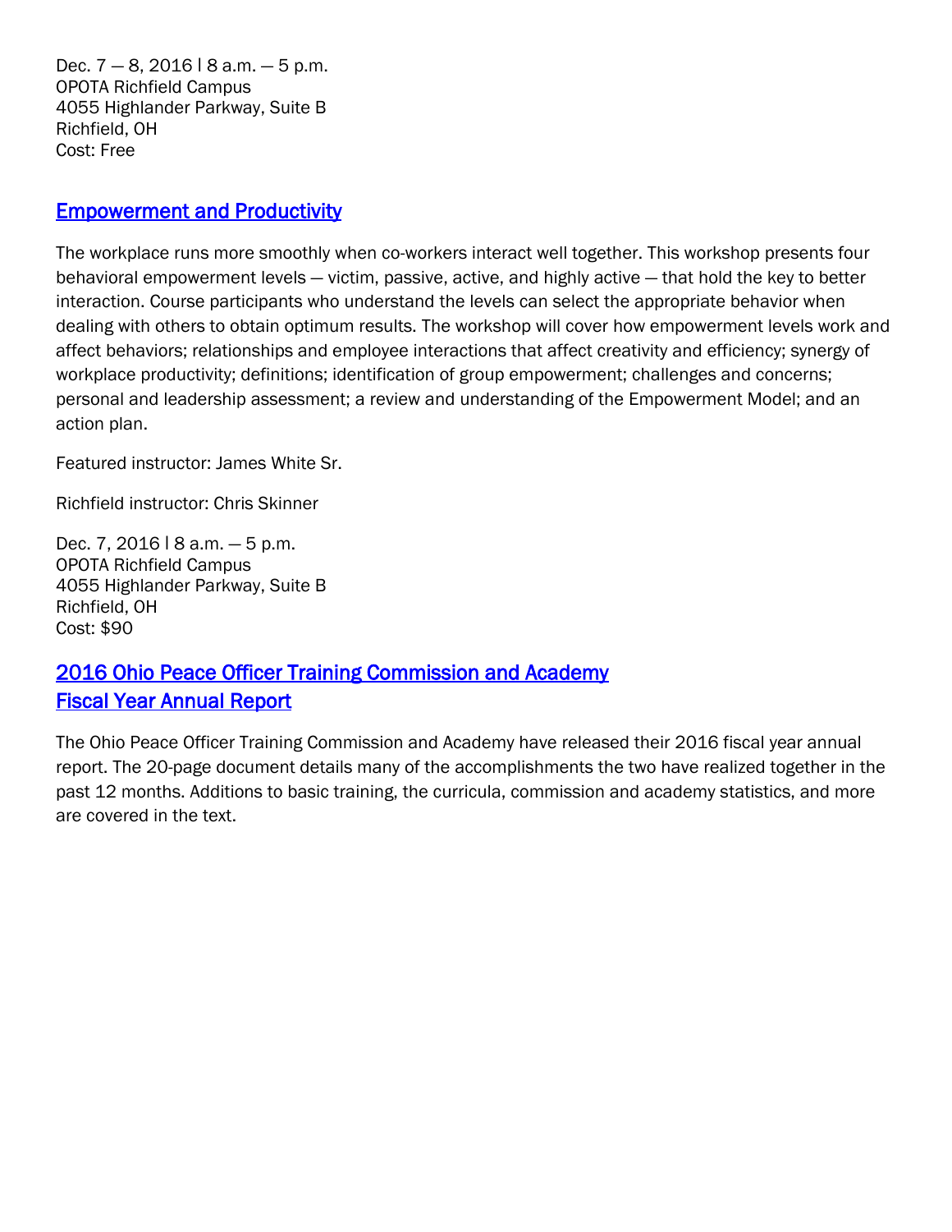Dec. 7 — 8, 2016 | 8 a.m. — 5 p.m.
OPOTA Richfield Campus
4055 Highlander Parkway, Suite B
Richfield, OH
Cost: Free

## [Empowerment and Productivity]

The workplace runs more smoothly when co-workers interact well together. This workshop presents four behavioral empowerment levels — victim, passive, active, and highly active — that hold the key to better interaction. Course participants who understand the levels can select the appropriate behavior when dealing with others to obtain optimum results. The workshop will cover how empowerment levels work and affect behaviors; relationships and employee interactions that affect creativity and efficiency; synergy of workplace productivity; definitions; identification of group empowerment; challenges and concerns; personal and leadership assessment; a review and understanding of the Empowerment Model; and an action plan.

Featured instructor: James White Sr.

Richfield instructor: Chris Skinner

Dec. 7, 2016 | 8 a.m. — 5 p.m.
OPOTA Richfield Campus
4055 Highlander Parkway, Suite B
Richfield, OH
Cost: $90

## [2016 Ohio Peace Officer Training Commission and Academy Fiscal Year Annual Report]

The Ohio Peace Officer Training Commission and Academy have released their 2016 fiscal year annual report. The 20-page document details many of the accomplishments the two have realized together in the past 12 months. Additions to basic training, the curricula, commission and academy statistics, and more are covered in the text.